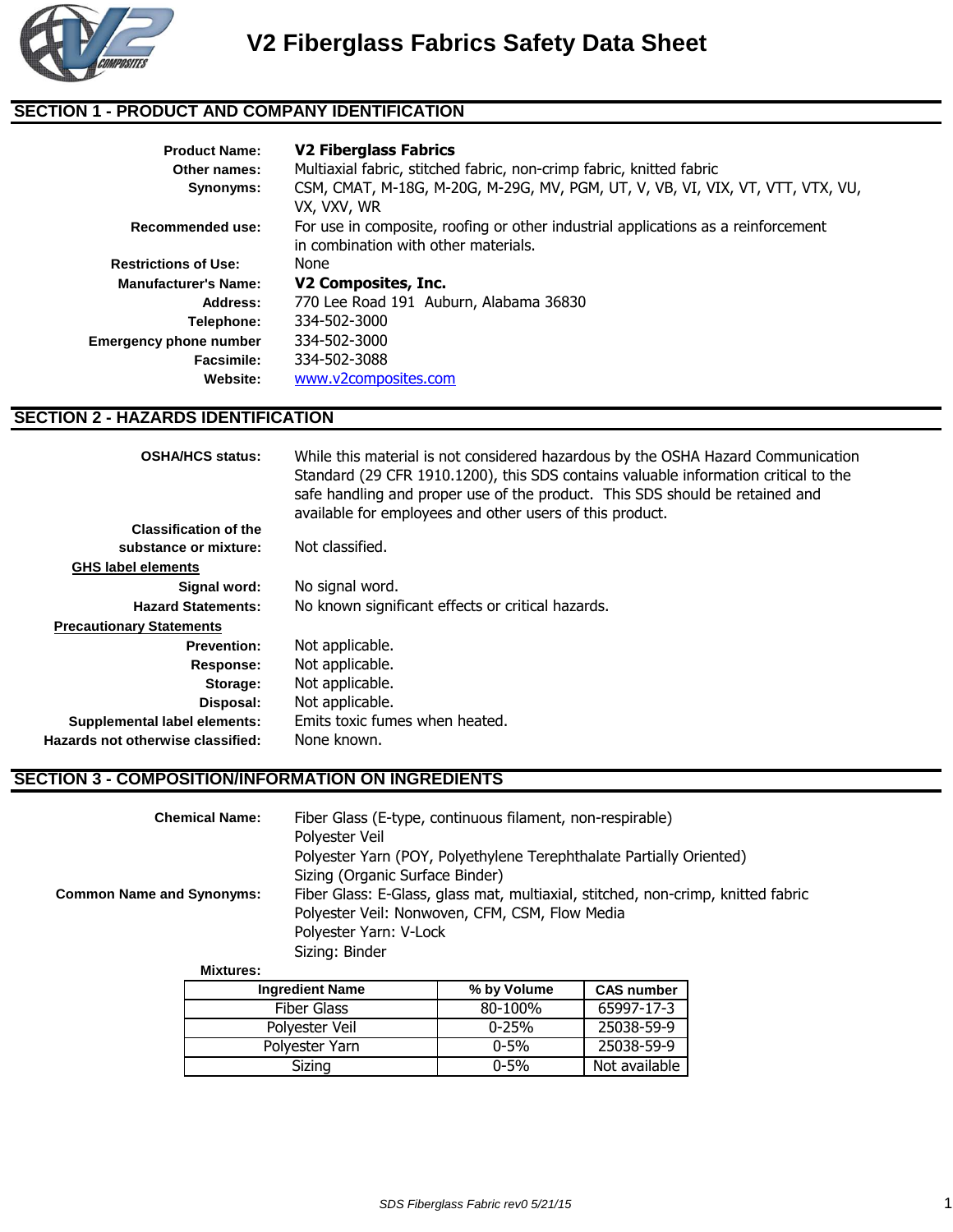# V2 Fiberglass Fabrics Safety Data Sheet

## SECTION 1 - PRODUCT AND COMPANY IDENTIFICATION

**Product Name:** **V2 Fiberglass Fabrics**

**Other names:** Multiaxial fabric, stitched fabric, non-crimp fabric, knitted fabric

**Synonyms:** CSM, CMAT, M-18G, M-20G, M-29G, MV, PGM, UT, V, VB, VI, VIX, VT, VTT, VTX, VU, VX, VXV, WR

**Recommended use:** For use in composite, roofing or other industrial applications as a reinforcement in combination with other materials.

**Restrictions of Use:** None

**Manufacturer's Name:** **V2 Composites, Inc.**

**Address:** 770 Lee Road 191 Auburn, Alabama 36830

**Telephone:** 334-502-3000

**Emergency phone number** 334-502-3000

**Facsimile:** 334-502-3088

**Website:** www.v2composites.com

## SECTION 2 - HAZARDS IDENTIFICATION

**OSHA/HCS status:** While this material is not considered hazardous by the OSHA Hazard Communication Standard (29 CFR 1910.1200), this SDS contains valuable information critical to the safe handling and proper use of the product. This SDS should be retained and available for employees and other users of this product.

**Classification of the substance or mixture:** Not classified.

**GHS label elements**

**Signal word:** No signal word.

**Hazard Statements:** No known significant effects or critical hazards.

**Precautionary Statements**

**Prevention:** Not applicable.

**Response:** Not applicable.

**Storage:** Not applicable.

**Disposal:** Not applicable.

**Supplemental label elements:** Emits toxic fumes when heated.

**Hazards not otherwise classified:** None known.

## SECTION 3 - COMPOSITION/INFORMATION ON INGREDIENTS

**Chemical Name:**
Fiber Glass (E-type, continuous filament, non-respirable)
Polyester Veil
Polyester Yarn (POY, Polyethylene Terephthalate Partially Oriented)
Sizing (Organic Surface Binder)

**Common Name and Synonyms:**
Fiber Glass: E-Glass, glass mat, multiaxial, stitched, non-crimp, knitted fabric
Polyester Veil: Nonwoven, CFM, CSM, Flow Media
Polyester Yarn: V-Lock
Sizing: Binder

**Mixtures:**

| Ingredient Name | % by Volume | CAS number |
|---|---|---|
| Fiber Glass | 80-100% | 65997-17-3 |
| Polyester Veil | 0-25% | 25038-59-9 |
| Polyester Yarn | 0-5% | 25038-59-9 |
| Sizing | 0-5% | Not available |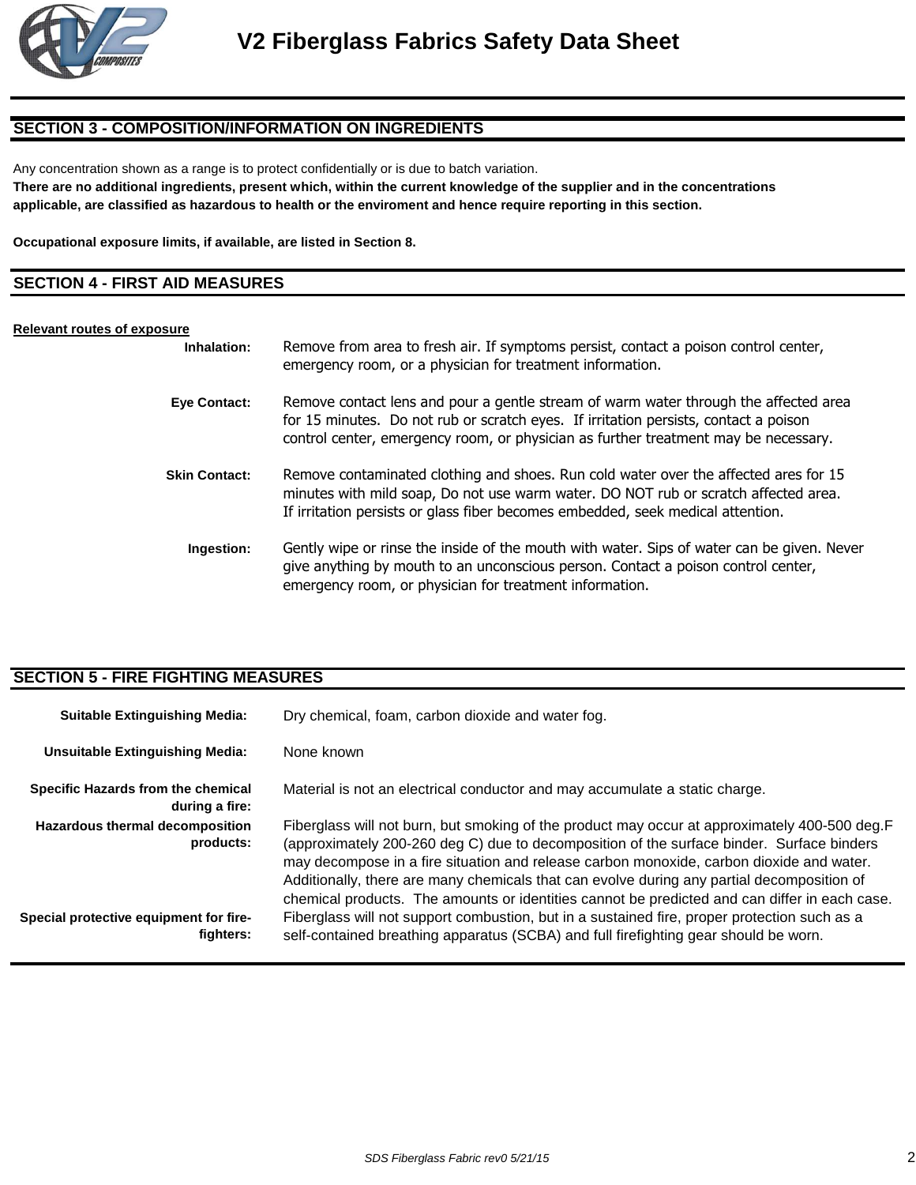## SECTION 3 - COMPOSITION/INFORMATION ON INGREDIENTS

Any concentration shown as a range is to protect confidentially or is due to batch variation.

**There are no additional ingredients, present which, within the current knowledge of the supplier and in the concentrations applicable, are classified as hazardous to health or the enviroment and hence require reporting in this section.**

**Occupational exposure limits, if available, are listed in Section 8.**

## SECTION 4 - FIRST AID MEASURES

**Relevant routes of exposure**

**Inhalation:** Remove from area to fresh air. If symptoms persist, contact a poison control center, emergency room, or a physician for treatment information.

**Eye Contact:** Remove contact lens and pour a gentle stream of warm water through the affected area for 15 minutes. Do not rub or scratch eyes. If irritation persists, contact a poison control center, emergency room, or physician as further treatment may be necessary.

**Skin Contact:** Remove contaminated clothing and shoes. Run cold water over the affected ares for 15 minutes with mild soap, Do not use warm water. DO NOT rub or scratch affected area. If irritation persists or glass fiber becomes embedded, seek medical attention.

**Ingestion:** Gently wipe or rinse the inside of the mouth with water. Sips of water can be given. Never give anything by mouth to an unconscious person. Contact a poison control center, emergency room, or physician for treatment information.

## SECTION 5 - FIRE FIGHTING MEASURES

**Suitable Extinguishing Media:** Dry chemical, foam, carbon dioxide and water fog.

**Unsuitable Extinguishing Media:** None known

**Specific Hazards from the chemical during a fire:** Material is not an electrical conductor and may accumulate a static charge.

**Hazardous thermal decomposition products:** Fiberglass will not burn, but smoking of the product may occur at approximately 400-500 deg.F (approximately 200-260 deg C) due to decomposition of the surface binder. Surface binders may decompose in a fire situation and release carbon monoxide, carbon dioxide and water. Additionally, there are many chemicals that can evolve during any partial decomposition of chemical products. The amounts or identities cannot be predicted and can differ in each case.

**Special protective equipment for fire-fighters:** Fiberglass will not support combustion, but in a sustained fire, proper protection such as a self-contained breathing apparatus (SCBA) and full firefighting gear should be worn.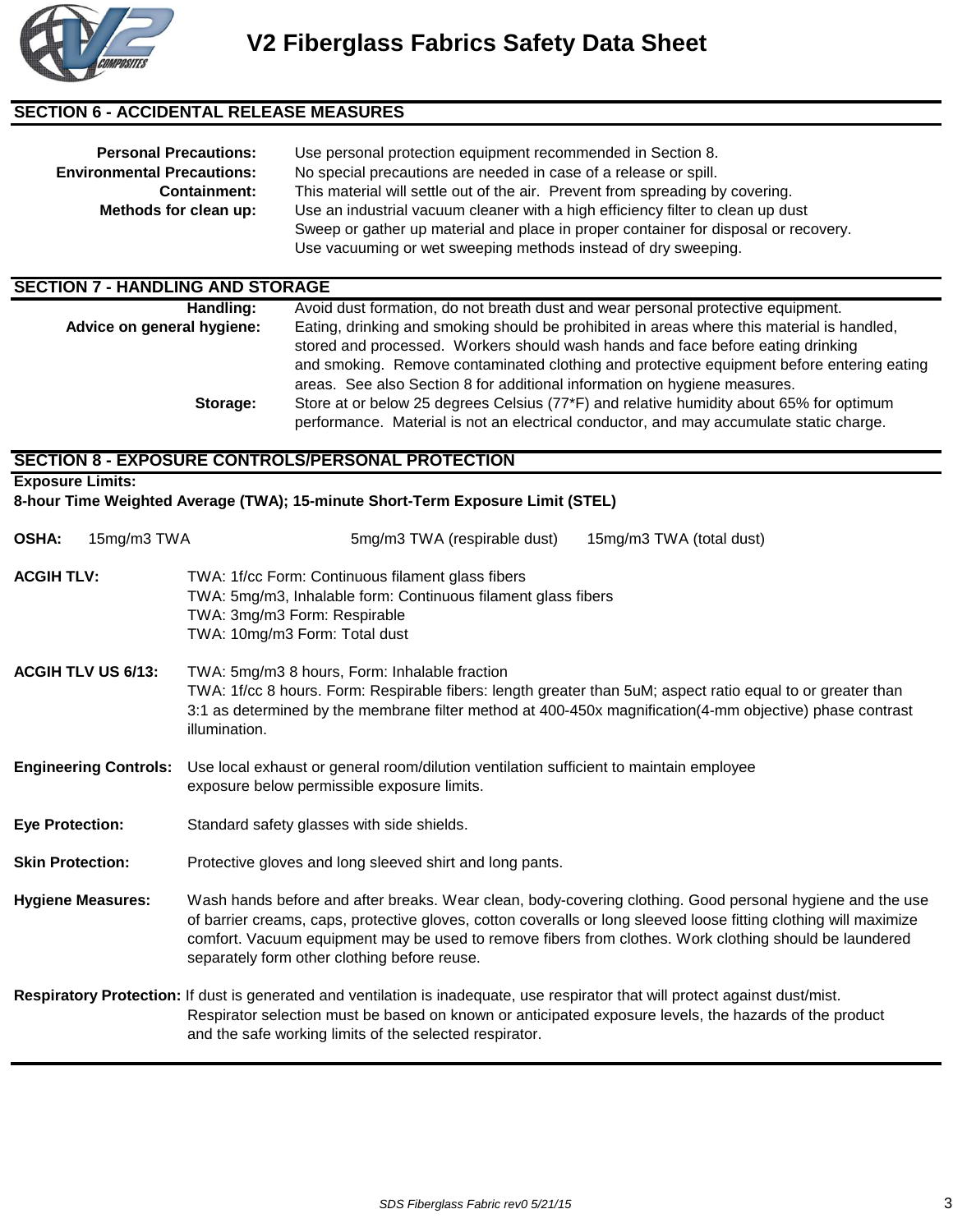## SECTION 6 - ACCIDENTAL RELEASE MEASURES

**Personal Precautions:** Use personal protection equipment recommended in Section 8.

**Environmental Precautions:** No special precautions are needed in case of a release or spill.

**Containment:** This material will settle out of the air. Prevent from spreading by covering.

**Methods for clean up:** Use an industrial vacuum cleaner with a high efficiency filter to clean up dust
Sweep or gather up material and place in proper container for disposal or recovery.
Use vacuuming or wet sweeping methods instead of dry sweeping.

## SECTION 7 - HANDLING AND STORAGE

**Handling:** Avoid dust formation, do not breath dust and wear personal protective equipment.

**Advice on general hygiene:** Eating, drinking and smoking should be prohibited in areas where this material is handled, stored and processed. Workers should wash hands and face before eating drinking and smoking. Remove contaminated clothing and protective equipment before entering eating areas. See also Section 8 for additional information on hygiene measures.

**Storage:** Store at or below 25 degrees Celsius (77*F) and relative humidity about 65% for optimum performance. Material is not an electrical conductor, and may accumulate static charge.

## SECTION 8 - EXPOSURE CONTROLS/PERSONAL PROTECTION

**Exposure Limits:**
**8-hour Time Weighted Average (TWA); 15-minute Short-Term Exposure Limit (STEL)**

**OSHA:** 15mg/m3 TWA 5mg/m3 TWA (respirable dust) 15mg/m3 TWA (total dust)

**ACGIH TLV:**
TWA: 1f/cc Form: Continuous filament glass fibers
TWA: 5mg/m3, Inhalable form: Continuous filament glass fibers
TWA: 3mg/m3 Form: Respirable
TWA: 10mg/m3 Form: Total dust

**ACGIH TLV US 6/13:**
TWA: 5mg/m3 8 hours, Form: Inhalable fraction
TWA: 1f/cc 8 hours. Form: Respirable fibers: length greater than 5uM; aspect ratio equal to or greater than 3:1 as determined by the membrane filter method at 400-450x magnification(4-mm objective) phase contrast illumination.

**Engineering Controls:** Use local exhaust or general room/dilution ventilation sufficient to maintain employee exposure below permissible exposure limits.

**Eye Protection:** Standard safety glasses with side shields.

**Skin Protection:** Protective gloves and long sleeved shirt and long pants.

**Hygiene Measures:** Wash hands before and after breaks. Wear clean, body-covering clothing. Good personal hygiene and the use of barrier creams, caps, protective gloves, cotton coveralls or long sleeved loose fitting clothing will maximize comfort. Vacuum equipment may be used to remove fibers from clothes. Work clothing should be laundered separately form other clothing before reuse.

**Respiratory Protection:** If dust is generated and ventilation is inadequate, use respirator that will protect against dust/mist. Respirator selection must be based on known or anticipated exposure levels, the hazards of the product and the safe working limits of the selected respirator.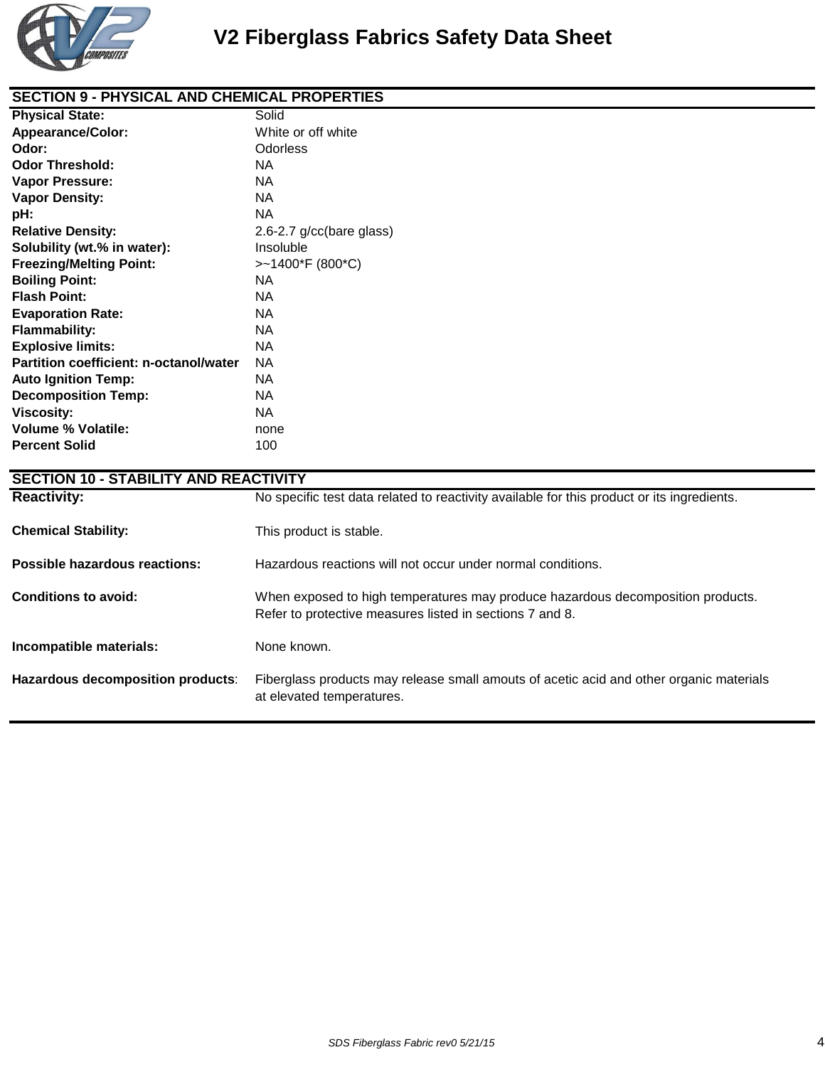## SECTION 9 - PHYSICAL AND CHEMICAL PROPERTIES

| Property | Value |
|---|---|
| **Physical State:** | Solid |
| **Appearance/Color:** | White or off white |
| **Odor:** | Odorless |
| **Odor Threshold:** | NA |
| **Vapor Pressure:** | NA |
| **Vapor Density:** | NA |
| **pH:** | NA |
| **Relative Density:** | 2.6-2.7 g/cc(bare glass) |
| **Solubility (wt.% in water):** | Insoluble |
| **Freezing/Melting Point:** | >~1400*F (800*C) |
| **Boiling Point:** | NA |
| **Flash Point:** | NA |
| **Evaporation Rate:** | NA |
| **Flammability:** | NA |
| **Explosive limits:** | NA |
| **Partition coefficient: n-octanol/water** | NA |
| **Auto Ignition Temp:** | NA |
| **Decomposition Temp:** | NA |
| **Viscosity:** | NA |
| **Volume % Volatile:** | none |
| **Percent Solid** | 100 |

## SECTION 10 - STABILITY AND REACTIVITY

**Reactivity:** No specific test data related to reactivity available for this product or its ingredients.

**Chemical Stability:** This product is stable.

**Possible hazardous reactions:** Hazardous reactions will not occur under normal conditions.

**Conditions to avoid:** When exposed to high temperatures may produce hazardous decomposition products. Refer to protective measures listed in sections 7 and 8.

**Incompatible materials:** None known.

**Hazardous decomposition products**: Fiberglass products may release small amouts of acetic acid and other organic materials at elevated temperatures.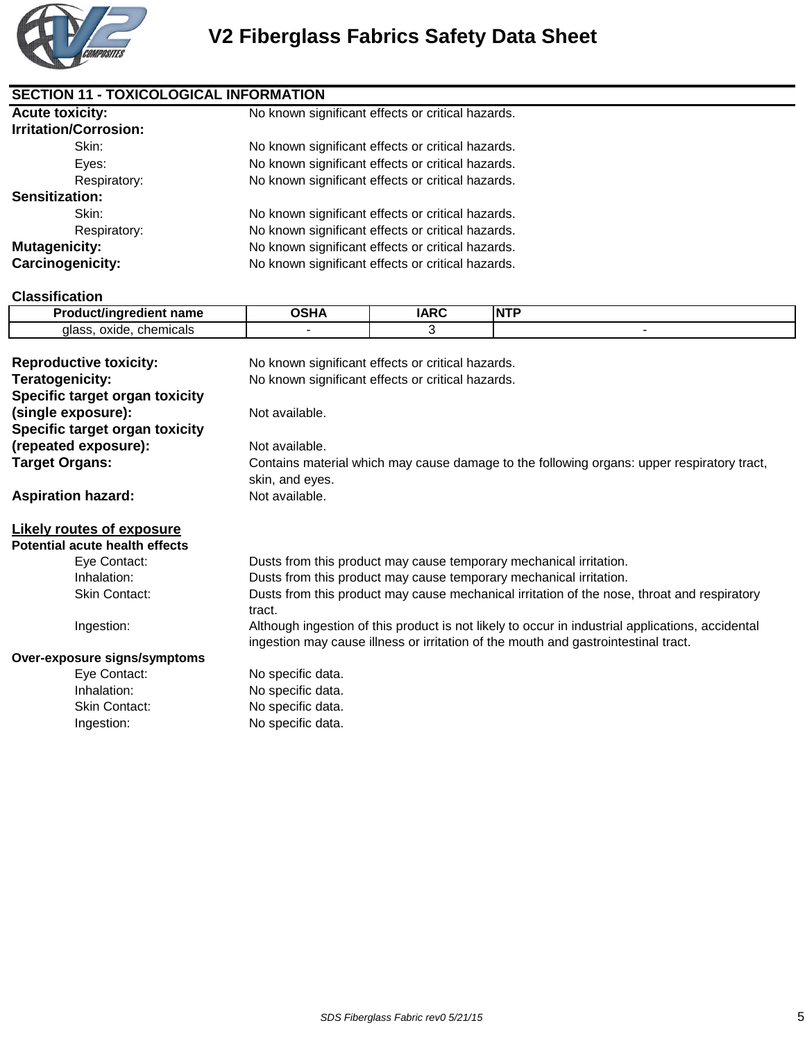## SECTION 11 - TOXICOLOGICAL INFORMATION

**Acute toxicity:** No known significant effects or critical hazards.

**Irritation/Corrosion:**

- Skin: No known significant effects or critical hazards.
- Eyes: No known significant effects or critical hazards.
- Respiratory: No known significant effects or critical hazards.

**Sensitization:**

- Skin: No known significant effects or critical hazards.
- Respiratory: No known significant effects or critical hazards.

**Mutagenicity:** No known significant effects or critical hazards.

**Carcinogenicity:** No known significant effects or critical hazards.

**Classification**

| Product/ingredient name | OSHA | IARC | NTP |
|---|---|---|---|
| glass, oxide, chemicals | - | 3 | - |

**Reproductive toxicity:** No known significant effects or critical hazards.

**Teratogenicity:** No known significant effects or critical hazards.

**Specific target organ toxicity (single exposure):** Not available.

**Specific target organ toxicity (repeated exposure):** Not available.

**Target Organs:** Contains material which may cause damage to the following organs: upper respiratory tract, skin, and eyes.

**Aspiration hazard:** Not available.

**Likely routes of exposure**

**Potential acute health effects**

- Eye Contact: Dusts from this product may cause temporary mechanical irritation.
- Inhalation: Dusts from this product may cause temporary mechanical irritation.
- Skin Contact: Dusts from this product may cause mechanical irritation of the nose, throat and respiratory tract.
- Ingestion: Although ingestion of this product is not likely to occur in industrial applications, accidental ingestion may cause illness or irritation of the mouth and gastrointestinal tract.

**Over-exposure signs/symptoms**

- Eye Contact: No specific data.
- Inhalation: No specific data.
- Skin Contact: No specific data.
- Ingestion: No specific data.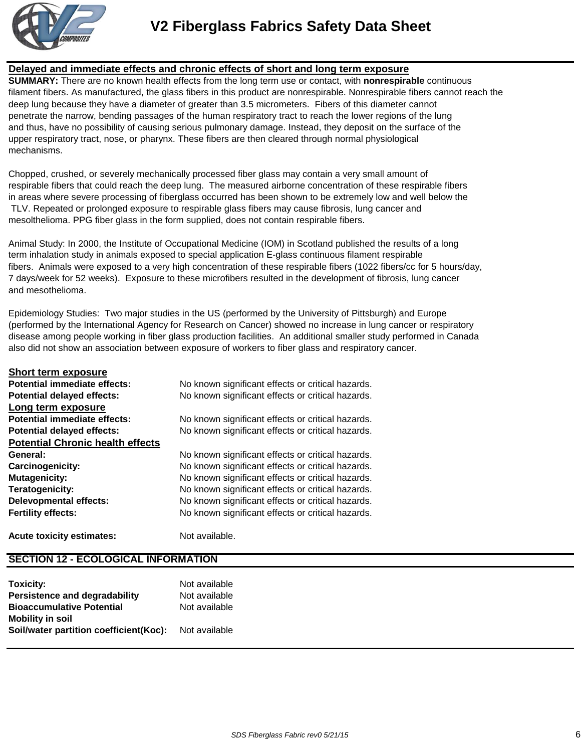## Delayed and immediate effects and chronic effects of short and long term exposure

**SUMMARY:** There are no known health effects from the long term use or contact, with **nonrespirable** continuous filament fibers. As manufactured, the glass fibers in this product are nonrespirable. Nonrespirable fibers cannot reach the deep lung because they have a diameter of greater than 3.5 micrometers. Fibers of this diameter cannot penetrate the narrow, bending passages of the human respiratory tract to reach the lower regions of the lung and thus, have no possibility of causing serious pulmonary damage. Instead, they deposit on the surface of the upper respiratory tract, nose, or pharynx. These fibers are then cleared through normal physiological mechanisms.

Chopped, crushed, or severely mechanically processed fiber glass may contain a very small amount of respirable fibers that could reach the deep lung. The measured airborne concentration of these respirable fibers in areas where severe processing of fiberglass occurred has been shown to be extremely low and well below the TLV. Repeated or prolonged exposure to respirable glass fibers may cause fibrosis, lung cancer and mesolthelioma. PPG fiber glass in the form supplied, does not contain respirable fibers.

Animal Study: In 2000, the Institute of Occupational Medicine (IOM) in Scotland published the results of a long term inhalation study in animals exposed to special application E-glass continuous filament respirable fibers. Animals were exposed to a very high concentration of these respirable fibers (1022 fibers/cc for 5 hours/day, 7 days/week for 52 weeks). Exposure to these microfibers resulted in the development of fibrosis, lung cancer and mesothelioma.

Epidemiology Studies: Two major studies in the US (performed by the University of Pittsburgh) and Europe (performed by the International Agency for Research on Cancer) showed no increase in lung cancer or respiratory disease among people working in fiber glass production facilities. An additional smaller study performed in Canada also did not show an association between exposure of workers to fiber glass and respiratory cancer.

### Short term exposure

**Potential immediate effects:** No known significant effects or critical hazards.
**Potential delayed effects:** No known significant effects or critical hazards.

### Long term exposure

**Potential immediate effects:** No known significant effects or critical hazards.
**Potential delayed effects:** No known significant effects or critical hazards.

### Potential Chronic health effects

**General:** No known significant effects or critical hazards.
**Carcinogenicity:** No known significant effects or critical hazards.
**Mutagenicity:** No known significant effects or critical hazards.
**Teratogenicity:** No known significant effects or critical hazards.
**Delevopmental effects:** No known significant effects or critical hazards.
**Fertility effects:** No known significant effects or critical hazards.

**Acute toxicity estimates:** Not available.

## SECTION 12 - ECOLOGICAL INFORMATION

**Toxicity:** Not available
**Persistence and degradability** Not available
**Bioaccumulative Potential** Not available
**Mobility in soil**
**Soil/water partition coefficient(Koc):** Not available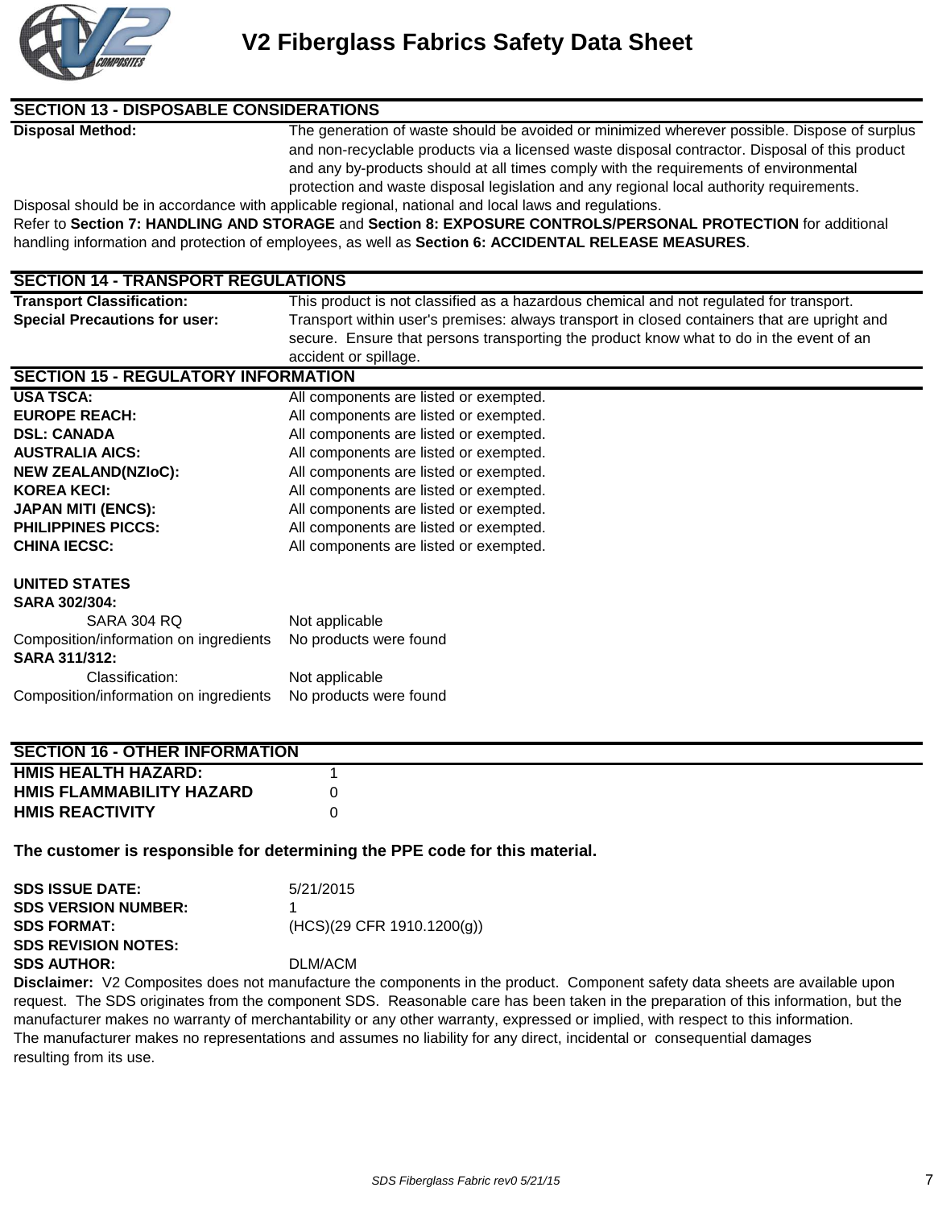# V2 Fiberglass Fabrics Safety Data Sheet

## SECTION 13 - DISPOSABLE CONSIDERATIONS

| | |
|---|---|
| **Disposal Method:** | The generation of waste should be avoided or minimized wherever possible. Dispose of surplus and non-recyclable products via a licensed waste disposal contractor. Disposal of this product and any by-products should at all times comply with the requirements of environmental protection and waste disposal legislation and any regional local authority requirements. |

Disposal should be in accordance with applicable regional, national and local laws and regulations.
Refer to **Section 7: HANDLING AND STORAGE** and **Section 8: EXPOSURE CONTROLS/PERSONAL PROTECTION** for additional handling information and protection of employees, as well as **Section 6: ACCIDENTAL RELEASE MEASURES**.

## SECTION 14 - TRANSPORT REGULATIONS

| | |
|---|---|
| **Transport Classification:** | This product is not classified as a hazardous chemical and not regulated for transport. |
| **Special Precautions for user:** | Transport within user's premises: always transport in closed containers that are upright and secure. Ensure that persons transporting the product know what to do in the event of an accident or spillage. |

## SECTION 15 - REGULATORY INFORMATION

| | |
|---|---|
| **USA TSCA:** | All components are listed or exempted. |
| **EUROPE REACH:** | All components are listed or exempted. |
| **DSL: CANADA** | All components are listed or exempted. |
| **AUSTRALIA AICS:** | All components are listed or exempted. |
| **NEW ZEALAND(NZIoC):** | All components are listed or exempted. |
| **KOREA KECI:** | All components are listed or exempted. |
| **JAPAN MITI (ENCS):** | All components are listed or exempted. |
| **PHILIPPINES PICCS:** | All components are listed or exempted. |
| **CHINA IECSC:** | All components are listed or exempted. |

**UNITED STATES**

**SARA 302/304:**

| | |
|---|---|
| SARA 304 RQ | Not applicable |
| Composition/information on ingredients | No products were found |

**SARA 311/312:**

| | |
|---|---|
| Classification: | Not applicable |
| Composition/information on ingredients | No products were found |

## SECTION 16 - OTHER INFORMATION

| | |
|---|---|
| **HMIS HEALTH HAZARD:** | 1 |
| **HMIS FLAMMABILITY HAZARD** | 0 |
| **HMIS REACTIVITY** | 0 |

**The customer is responsible for determining the PPE code for this material.**

| | |
|---|---|
| **SDS ISSUE DATE:** | 5/21/2015 |
| **SDS VERSION NUMBER:** | 1 |
| **SDS FORMAT:** | (HCS)(29 CFR 1910.1200(g)) |
| **SDS REVISION NOTES:** | |
| **SDS AUTHOR:** | DLM/ACM |

**Disclaimer:** V2 Composites does not manufacture the components in the product. Component safety data sheets are available upon request. The SDS originates from the component SDS. Reasonable care has been taken in the preparation of this information, but the manufacturer makes no warranty of merchantability or any other warranty, expressed or implied, with respect to this information.
The manufacturer makes no representations and assumes no liability for any direct, incidental or consequential damages resulting from its use.